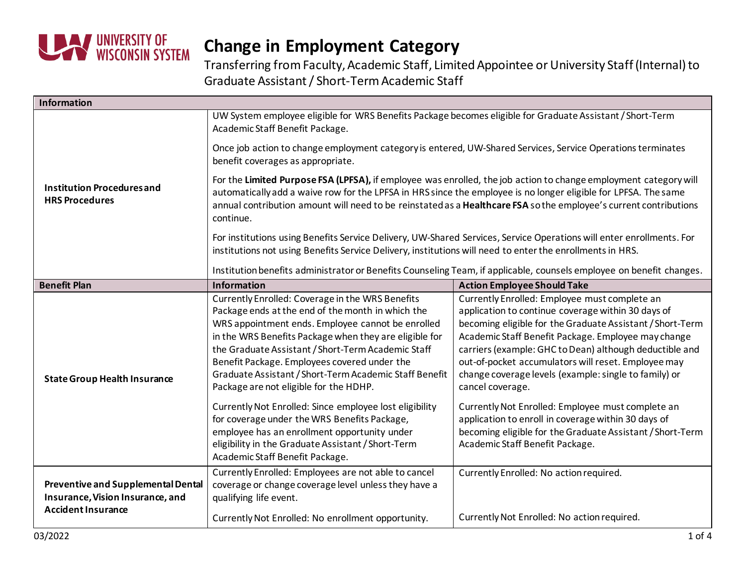# Change in Employment Category

Transferring from Faculty, Academic Staff, Limited Appointee or University Staff (Internal) to Graduate Assistant / Short-Term Academic Staff

| Information | | |
|---|---|---|
| **Institution Procedures and HRS Procedures** | UW System employee eligible for WRS Benefits Package becomes eligible for Graduate Assistant / Short-Term Academic Staff Benefit Package.<br><br>Once job action to change employment category is entered, UW-Shared Services, Service Operations terminates benefit coverages as appropriate.<br><br>For the **Limited Purpose FSA (LPFSA),** if employee was enrolled, the job action to change employment category will automatically add a waive row for the LPFSA in HRS since the employee is no longer eligible for LPFSA. The same annual contribution amount will need to be reinstated as a **Healthcare FSA** so the employee's current contributions continue.<br><br>For institutions using Benefits Service Delivery, UW-Shared Services, Service Operations will enter enrollments. For institutions not using Benefits Service Delivery, institutions will need to enter the enrollments in HRS.<br><br>Institution benefits administrator or Benefits Counseling Team, if applicable, counsels employee on benefit changes. | |
| **Benefit Plan** | **Information** | **Action Employee Should Take** |
| **State Group Health Insurance** | Currently Enrolled: Coverage in the WRS Benefits Package ends at the end of the month in which the WRS appointment ends. Employee cannot be enrolled in the WRS Benefits Package when they are eligible for the Graduate Assistant / Short-Term Academic Staff Benefit Package. Employees covered under the Graduate Assistant / Short-Term Academic Staff Benefit Package are not eligible for the HDHP.<br><br>Currently Not Enrolled: Since employee lost eligibility for coverage under the WRS Benefits Package, employee has an enrollment opportunity under eligibility in the Graduate Assistant / Short-Term Academic Staff Benefit Package. | Currently Enrolled: Employee must complete an application to continue coverage within 30 days of becoming eligible for the Graduate Assistant / Short-Term Academic Staff Benefit Package. Employee may change carriers (example: GHC to Dean) although deductible and out-of-pocket accumulators will reset. Employee may change coverage levels (example: single to family) or cancel coverage.<br><br>Currently Not Enrolled: Employee must complete an application to enroll in coverage within 30 days of becoming eligible for the Graduate Assistant / Short-Term Academic Staff Benefit Package. |
| **Preventive and Supplemental Dental Insurance, Vision Insurance, and Accident Insurance** | Currently Enrolled: Employees are not able to cancel coverage or change coverage level unless they have a qualifying life event.<br><br>Currently Not Enrolled: No enrollment opportunity. | Currently Enrolled: No action required.<br><br>Currently Not Enrolled: No action required. |

03/2022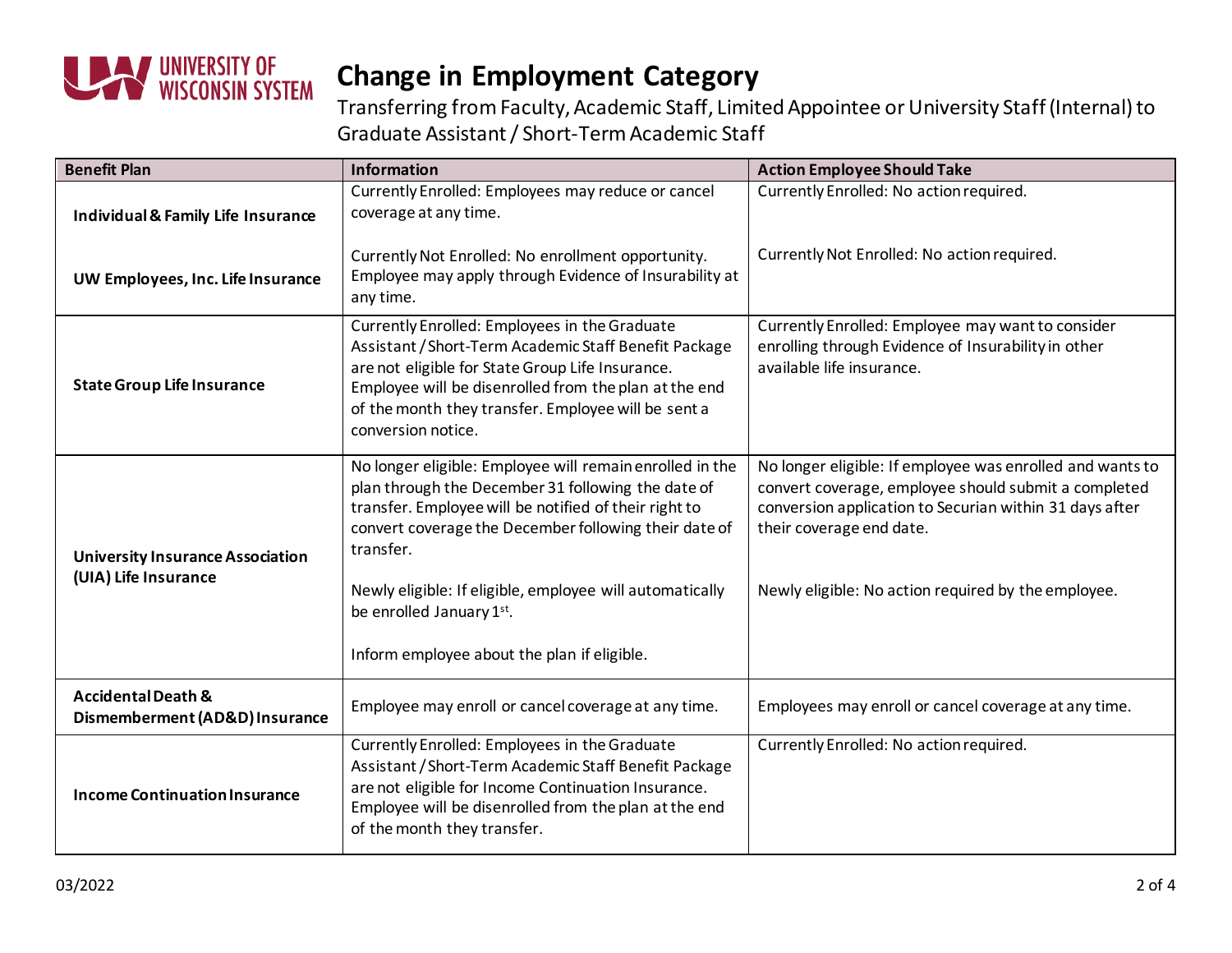# Change in Employment Category

Transferring from Faculty, Academic Staff, Limited Appointee or University Staff (Internal) to Graduate Assistant / Short-Term Academic Staff

| Benefit Plan | Information | Action Employee Should Take |
| --- | --- | --- |
| **Individual & Family Life Insurance**<br><br>**UW Employees, Inc. Life Insurance** | Currently Enrolled: Employees may reduce or cancel coverage at any time.<br><br>Currently Not Enrolled: No enrollment opportunity. Employee may apply through Evidence of Insurability at any time. | Currently Enrolled: No action required.<br><br>Currently Not Enrolled: No action required. |
| **State Group Life Insurance** | Currently Enrolled: Employees in the Graduate Assistant / Short-Term Academic Staff Benefit Package are not eligible for State Group Life Insurance. Employee will be disenrolled from the plan at the end of the month they transfer. Employee will be sent a conversion notice. | Currently Enrolled: Employee may want to consider enrolling through Evidence of Insurability in other available life insurance. |
| **University Insurance Association (UIA) Life Insurance** | No longer eligible: Employee will remain enrolled in the plan through the December 31 following the date of transfer. Employee will be notified of their right to convert coverage the December following their date of transfer.<br><br>Newly eligible: If eligible, employee will automatically be enrolled January 1st.<br><br>Inform employee about the plan if eligible. | No longer eligible: If employee was enrolled and wants to convert coverage, employee should submit a completed conversion application to Securian within 31 days after their coverage end date.<br><br>Newly eligible: No action required by the employee. |
| **Accidental Death & Dismemberment (AD&D) Insurance** | Employee may enroll or cancel coverage at any time. | Employees may enroll or cancel coverage at any time. |
| **Income Continuation Insurance** | Currently Enrolled: Employees in the Graduate Assistant / Short-Term Academic Staff Benefit Package are not eligible for Income Continuation Insurance. Employee will be disenrolled from the plan at the end of the month they transfer. | Currently Enrolled: No action required. |

03/2022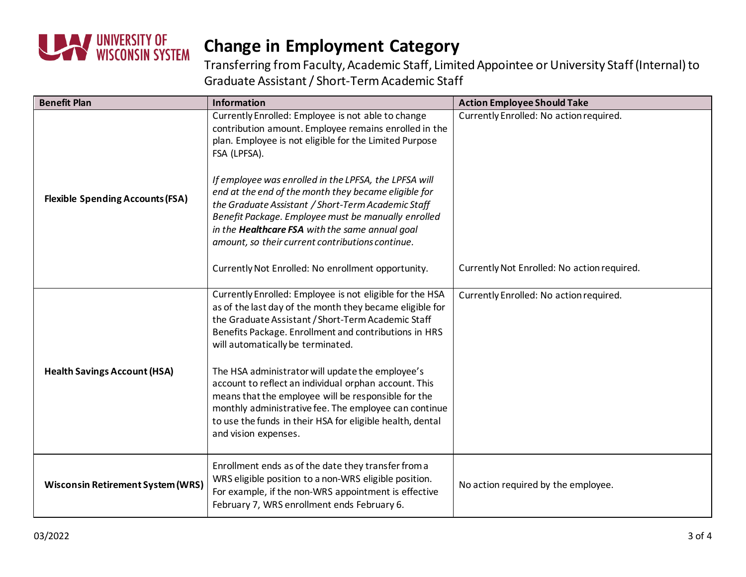# Change in Employment Category

Transferring from Faculty, Academic Staff, Limited Appointee or University Staff (Internal) to Graduate Assistant / Short-Term Academic Staff

| Benefit Plan | Information | Action Employee Should Take |
| --- | --- | --- |
| **Flexible Spending Accounts (FSA)** | Currently Enrolled: Employee is not able to change contribution amount. Employee remains enrolled in the plan. Employee is not eligible for the Limited Purpose FSA (LPFSA).<br><br>*If employee was enrolled in the LPFSA, the LPFSA will end at the end of the month they became eligible for the Graduate Assistant / Short-Term Academic Staff Benefit Package. Employee must be manually enrolled in the **Healthcare FSA** with the same annual goal amount, so their current contributions continue.*<br><br>Currently Not Enrolled: No enrollment opportunity. | Currently Enrolled: No action required.<br><br>Currently Not Enrolled: No action required. |
| **Health Savings Account (HSA)** | Currently Enrolled: Employee is not eligible for the HSA as of the last day of the month they became eligible for the Graduate Assistant / Short-Term Academic Staff Benefits Package. Enrollment and contributions in HRS will automatically be terminated.<br><br>The HSA administrator will update the employee's account to reflect an individual orphan account. This means that the employee will be responsible for the monthly administrative fee. The employee can continue to use the funds in their HSA for eligible health, dental and vision expenses. | Currently Enrolled: No action required. |
| **Wisconsin Retirement System (WRS)** | Enrollment ends as of the date they transfer from a WRS eligible position to a non-WRS eligible position. For example, if the non-WRS appointment is effective February 7, WRS enrollment ends February 6. | No action required by the employee. |

03/2022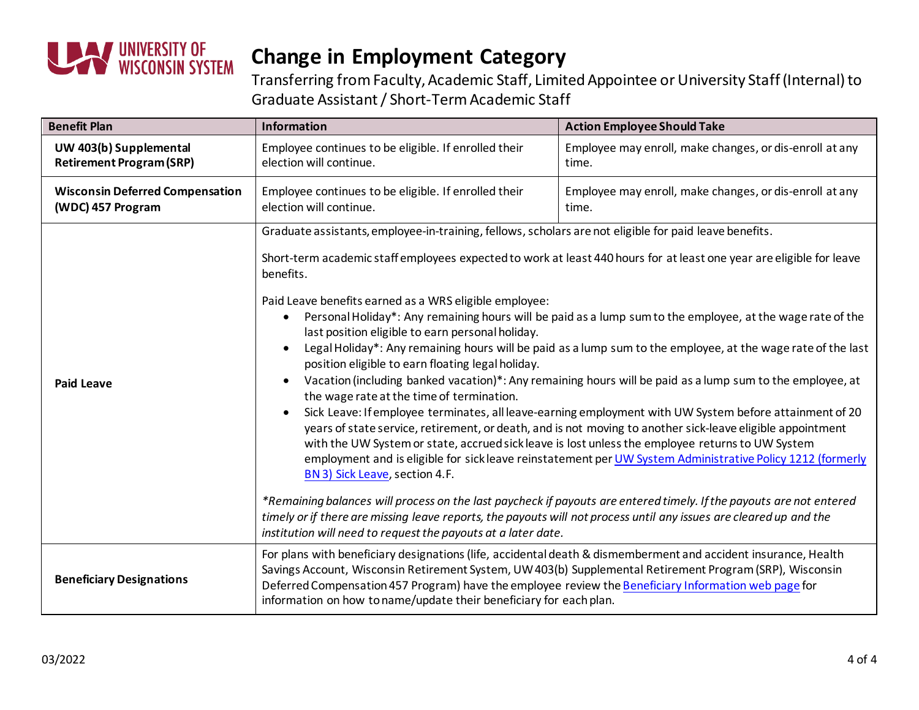# Change in Employment Category

Transferring from Faculty, Academic Staff, Limited Appointee or University Staff (Internal) to Graduate Assistant / Short-Term Academic Staff

| Benefit Plan | Information | Action Employee Should Take |
| --- | --- | --- |
| **UW 403(b) Supplemental Retirement Program (SRP)** | Employee continues to be eligible. If enrolled their election will continue. | Employee may enroll, make changes, or dis-enroll at any time. |
| **Wisconsin Deferred Compensation (WDC) 457 Program** | Employee continues to be eligible. If enrolled their election will continue. | Employee may enroll, make changes, or dis-enroll at any time. |
| **Paid Leave** | Graduate assistants, employee-in-training, fellows, scholars are not eligible for paid leave benefits.<br><br>Short-term academic staff employees expected to work at least 440 hours for at least one year are eligible for leave benefits.<br><br>Paid Leave benefits earned as a WRS eligible employee:<br>• Personal Holiday*: Any remaining hours will be paid as a lump sum to the employee, at the wage rate of the last position eligible to earn personal holiday.<br>• Legal Holiday*: Any remaining hours will be paid as a lump sum to the employee, at the wage rate of the last position eligible to earn floating legal holiday.<br>• Vacation (including banked vacation)*: Any remaining hours will be paid as a lump sum to the employee, at the wage rate at the time of termination.<br>• Sick Leave: If employee terminates, all leave-earning employment with UW System before attainment of 20 years of state service, retirement, or death, and is not moving to another sick-leave eligible appointment with the UW System or state, accrued sick leave is lost unless the employee returns to UW System employment and is eligible for sick leave reinstatement per UW System Administrative Policy 1212 (formerly BN 3) Sick Leave, section 4.F.<br><br>*\*Remaining balances will process on the last paycheck if payouts are entered timely. If the payouts are not entered timely or if there are missing leave reports, the payouts will not process until any issues are cleared up and the institution will need to request the payouts at a later date.* | |
| **Beneficiary Designations** | For plans with beneficiary designations (life, accidental death & dismemberment and accident insurance, Health Savings Account, Wisconsin Retirement System, UW 403(b) Supplemental Retirement Program (SRP), Wisconsin Deferred Compensation 457 Program) have the employee review the Beneficiary Information web page for information on how to name/update their beneficiary for each plan. | |

03/2022